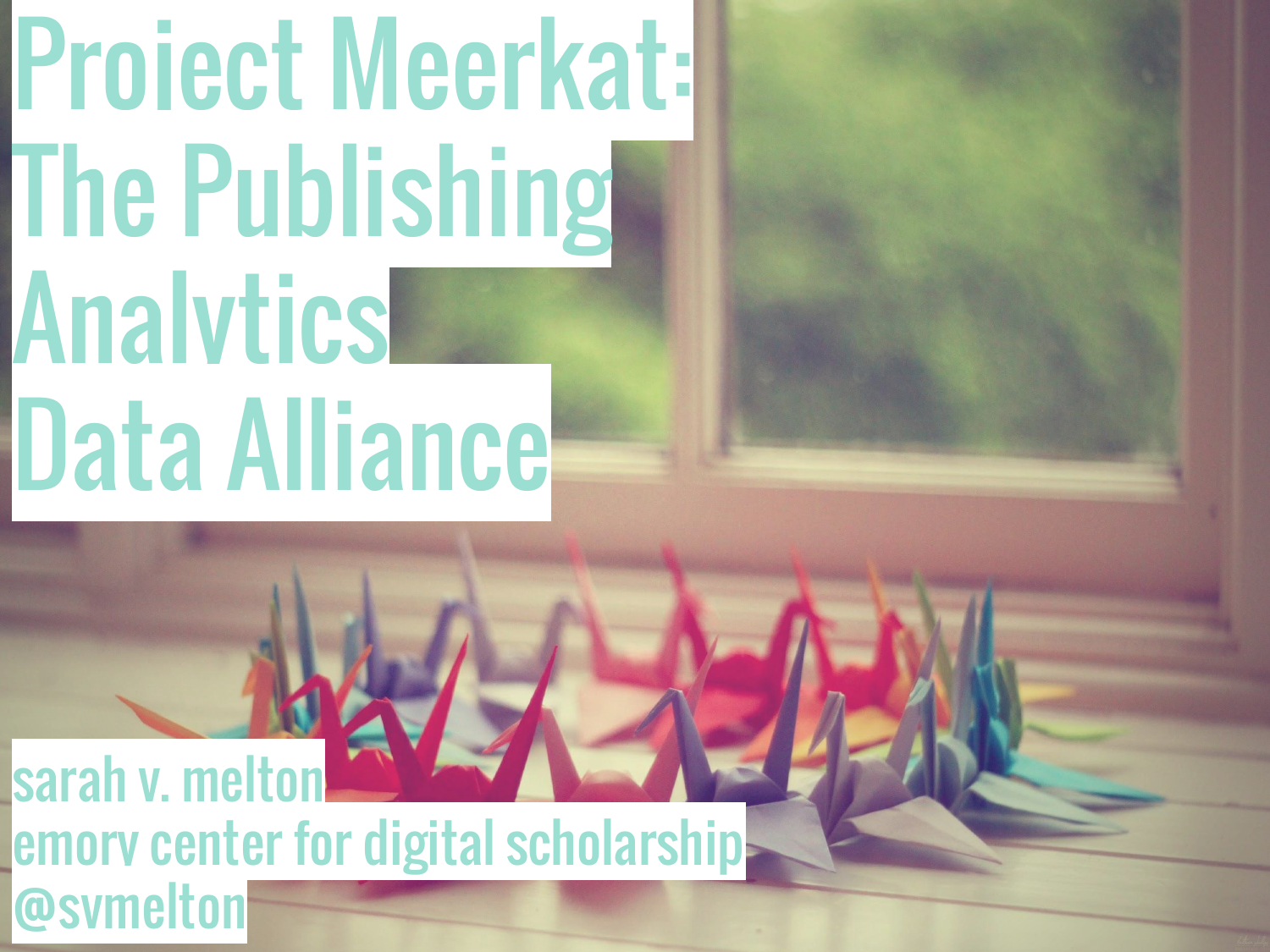# Project Meerkat: The Publishing Analytics Data Alliance

sarah v. melton
emory center for digital scholarship
@svmelton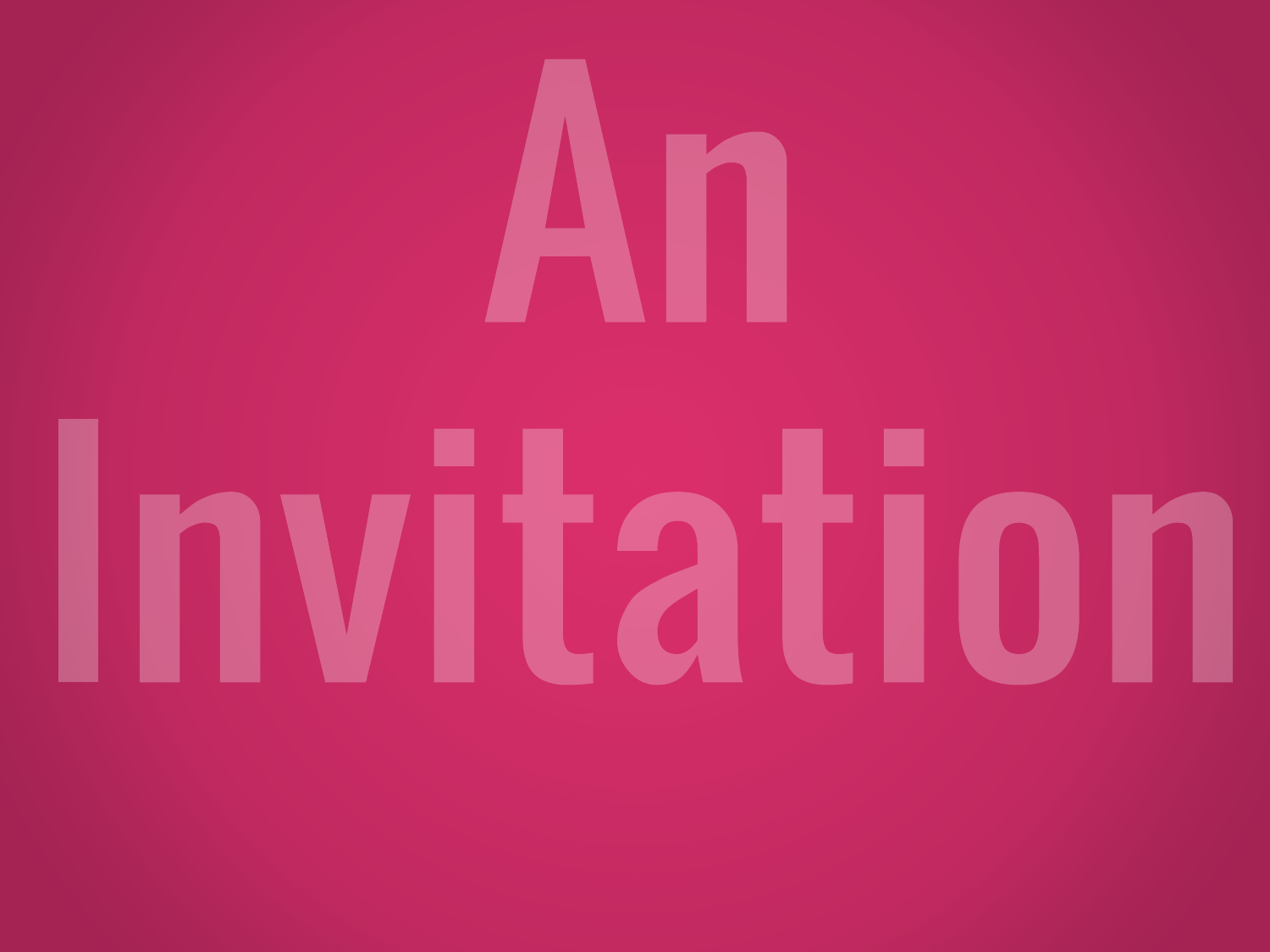# An Invitation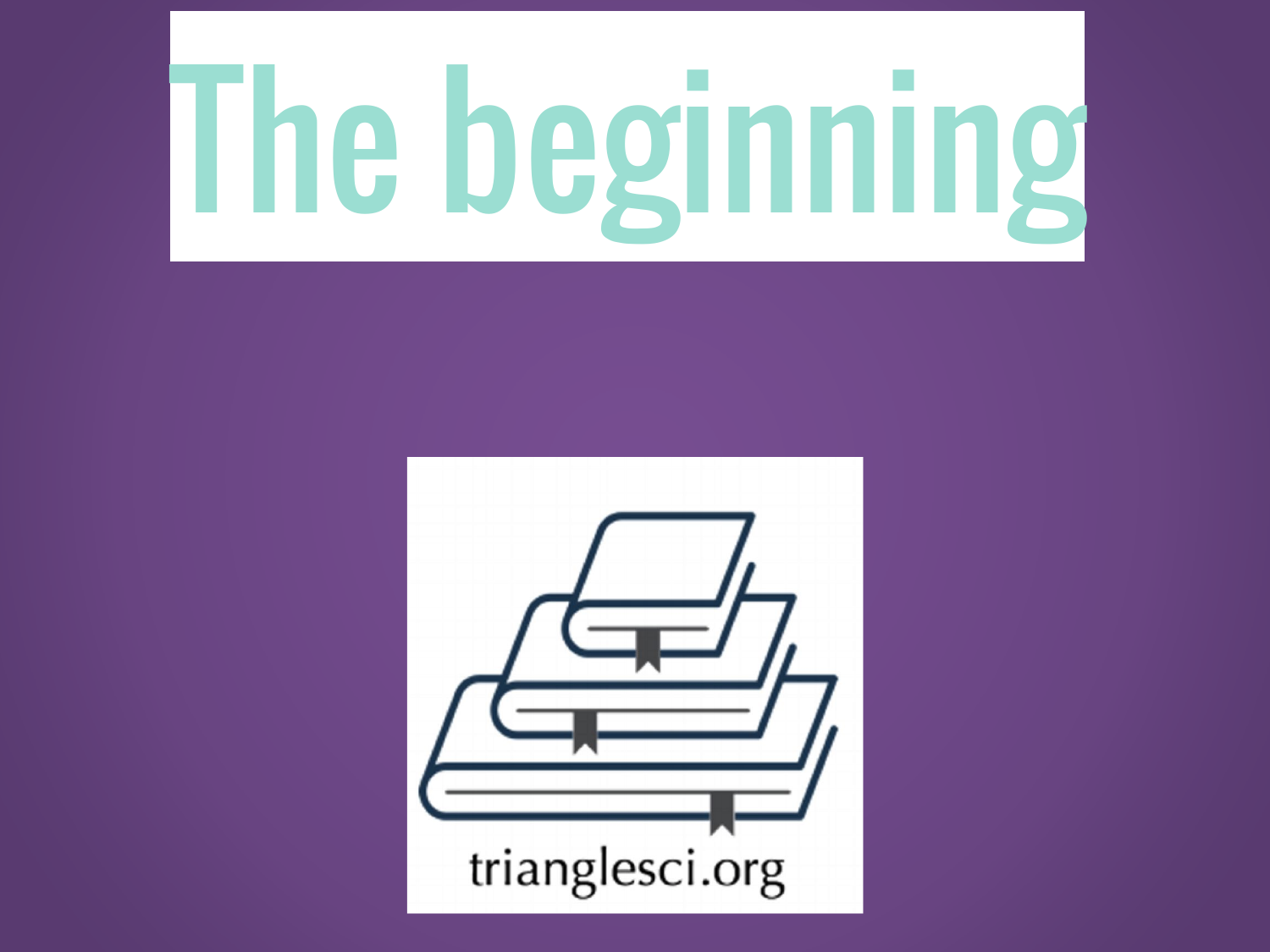# The beginning

trianglesci.org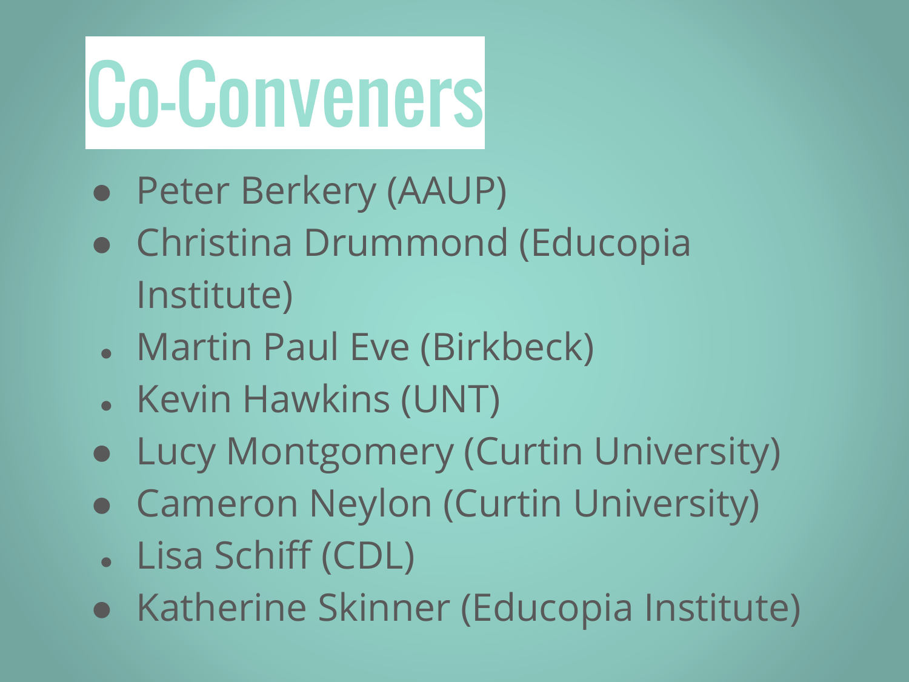# Co-Conveners

- Peter Berkery (AAUP)
- Christina Drummond (Educopia Institute)
- Martin Paul Eve (Birkbeck)
- Kevin Hawkins (UNT)
- Lucy Montgomery (Curtin University)
- Cameron Neylon (Curtin University)
- Lisa Schiff (CDL)
- Katherine Skinner (Educopia Institute)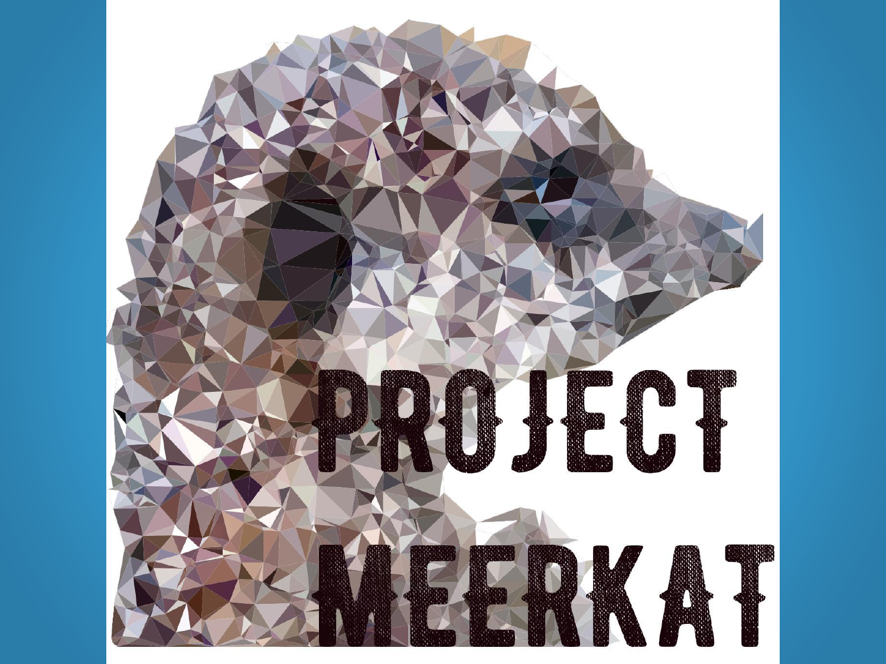# PROJECT MEERKAT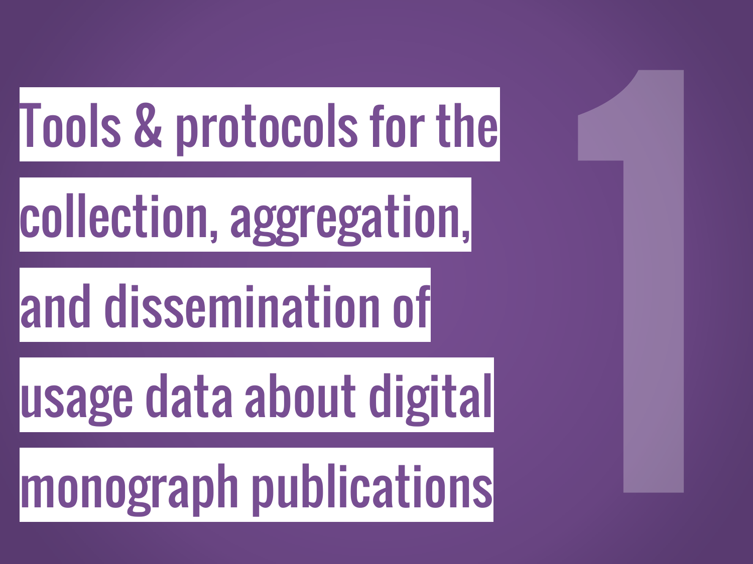# Tools & protocols for the collection, aggregation, and dissemination of usage data about digital monograph publications

1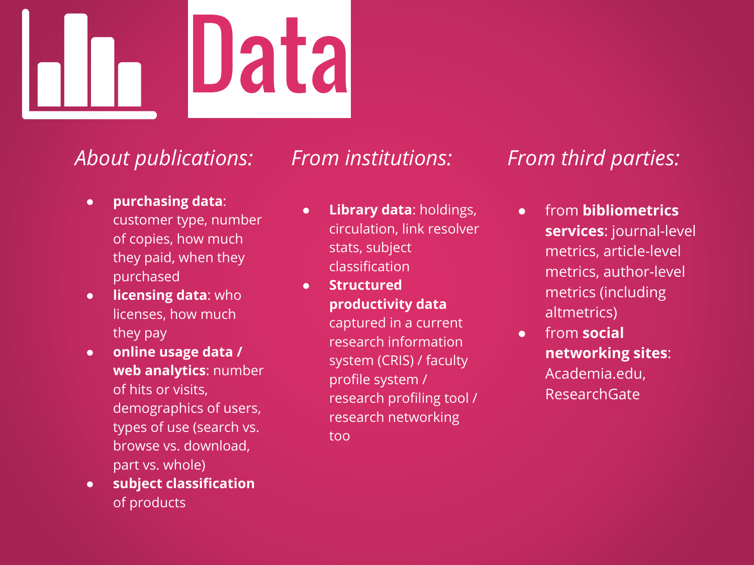# Data

*About publications:*

- **purchasing data**: customer type, number of copies, how much they paid, when they purchased
- **licensing data**: who licenses, how much they pay
- **online usage data / web analytics**: number of hits or visits, demographics of users, types of use (search vs. browse vs. download, part vs. whole)
- **subject classification** of products

*From institutions:*

- **Library data**: holdings, circulation, link resolver stats, subject classification
- **Structured productivity data** captured in a current research information system (CRIS) / faculty profile system / research profiling tool / research networking too

*From third parties:*

- from **bibliometrics services**: journal-level metrics, article-level metrics, author-level metrics (including altmetrics)
- from **social networking sites**: Academia.edu, ResearchGate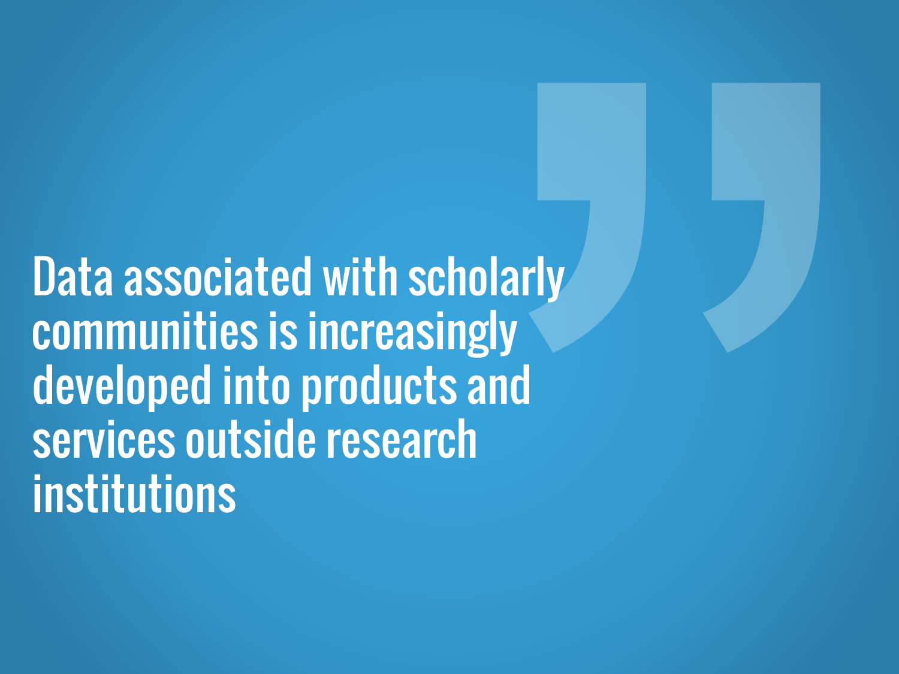Data associated with scholarly communities is increasingly developed into products and services outside research institutions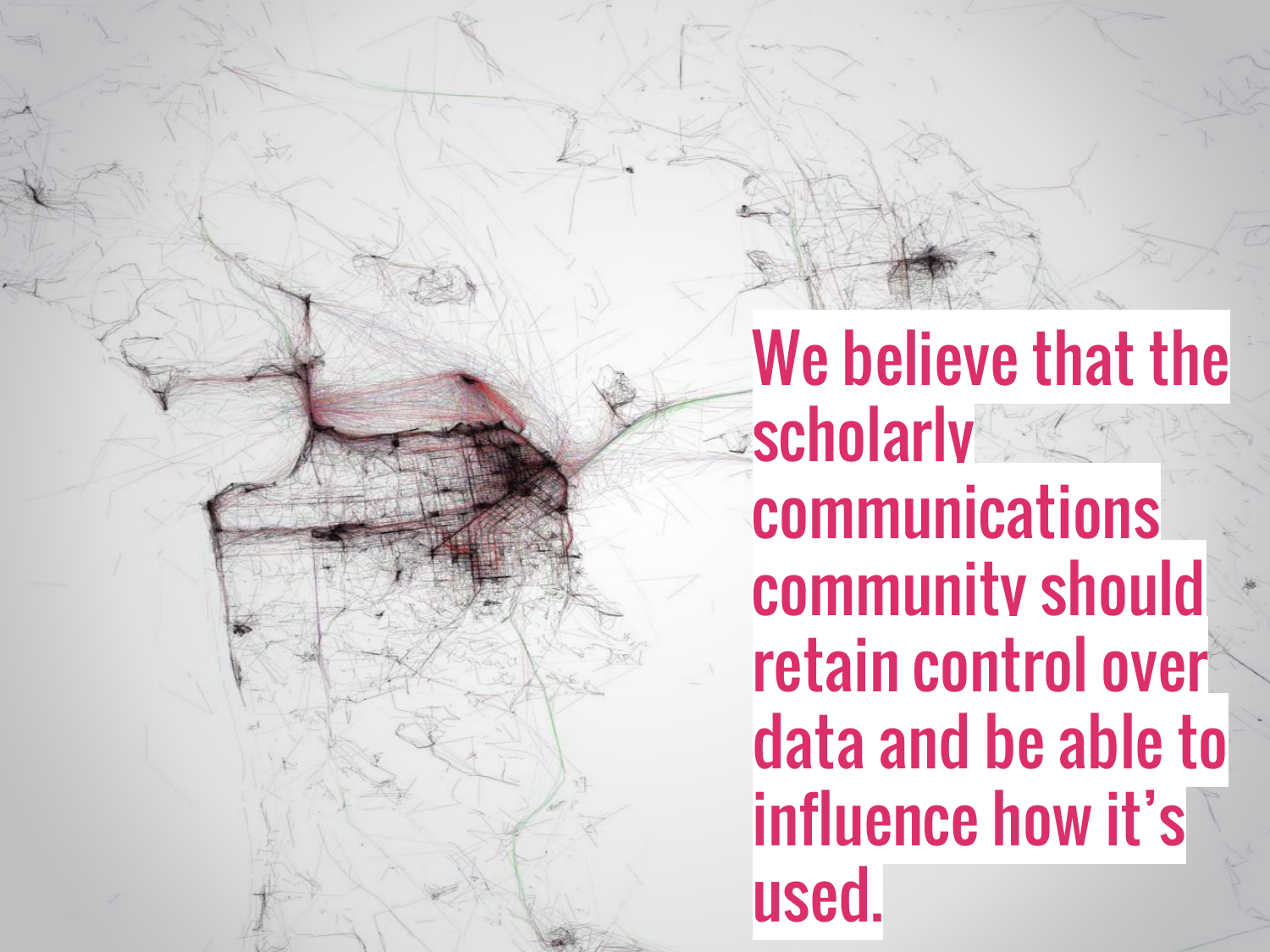We believe that the scholarly communications community should retain control over data and be able to influence how it's used.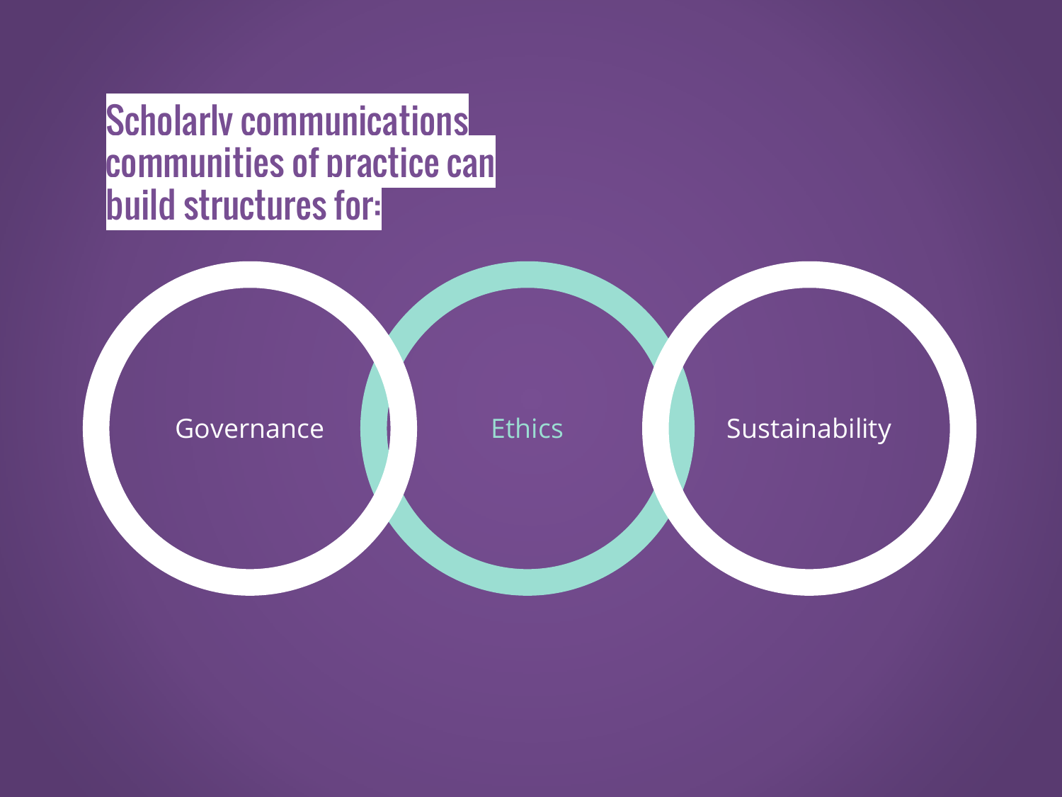# Scholarly communications communities of practice can build structures for:

- Governance
- Ethics
- Sustainability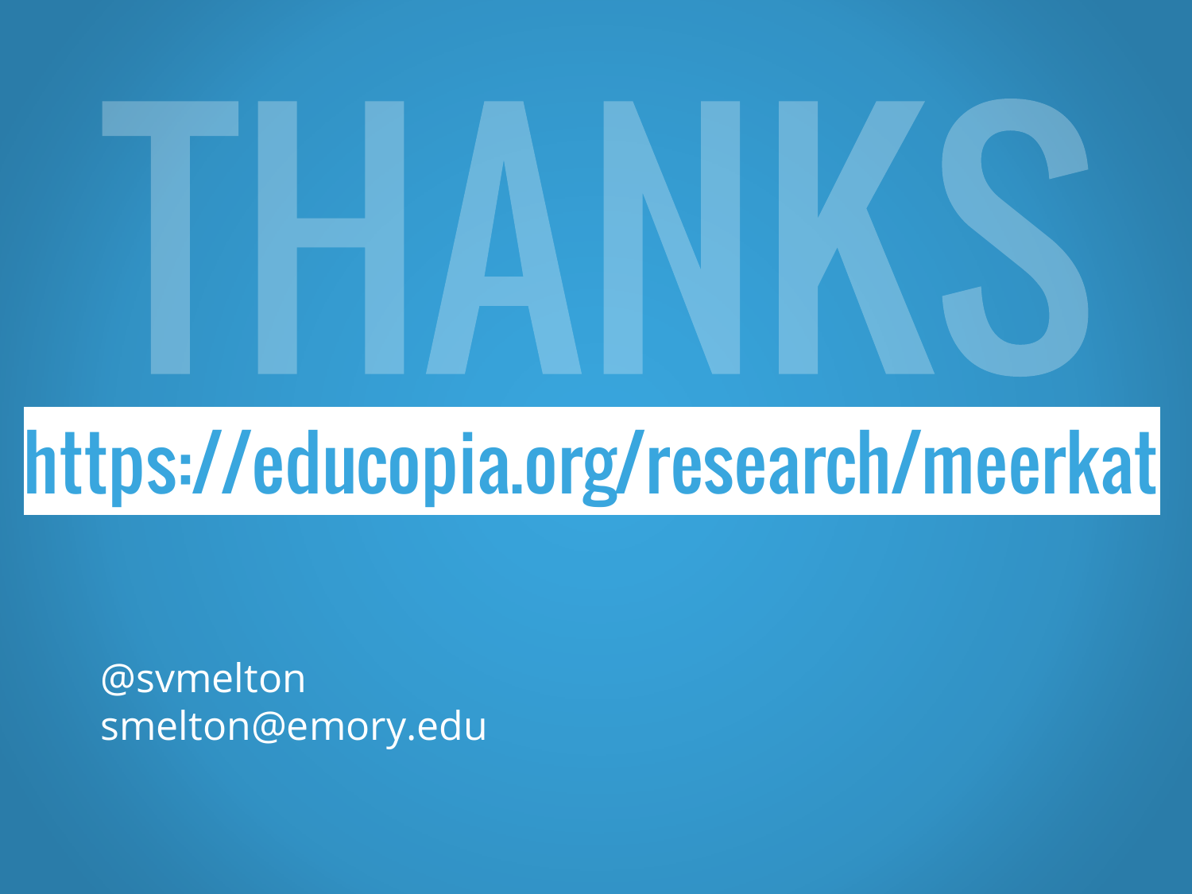# THANKS

https://educopia.org/research/meerkat

@svmelton
smelton@emory.edu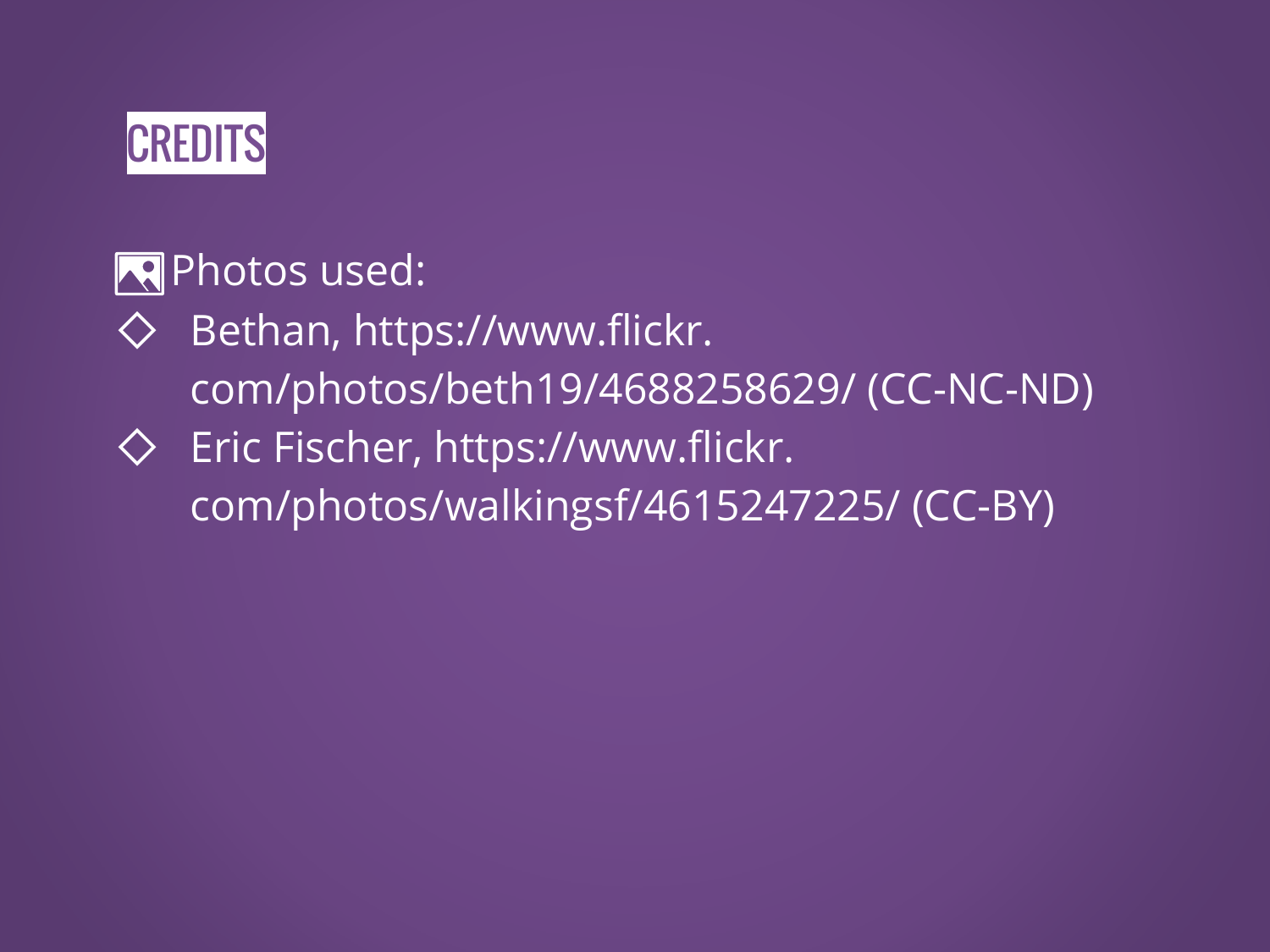# CREDITS

Photos used:

- Bethan, https://www.flickr.com/photos/beth19/4688258629/ (CC-NC-ND)
- Eric Fischer, https://www.flickr.com/photos/walkingsf/4615247225/ (CC-BY)